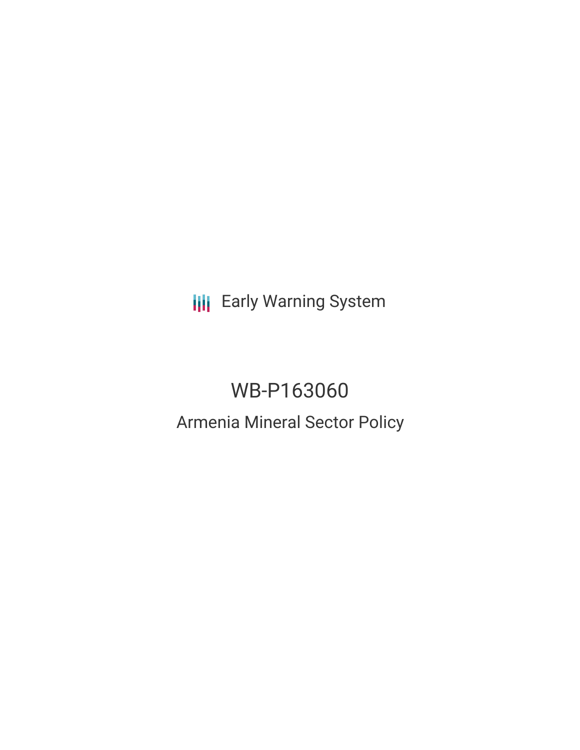Early Warning System

# WB-P163060

## Armenia Mineral Sector Policy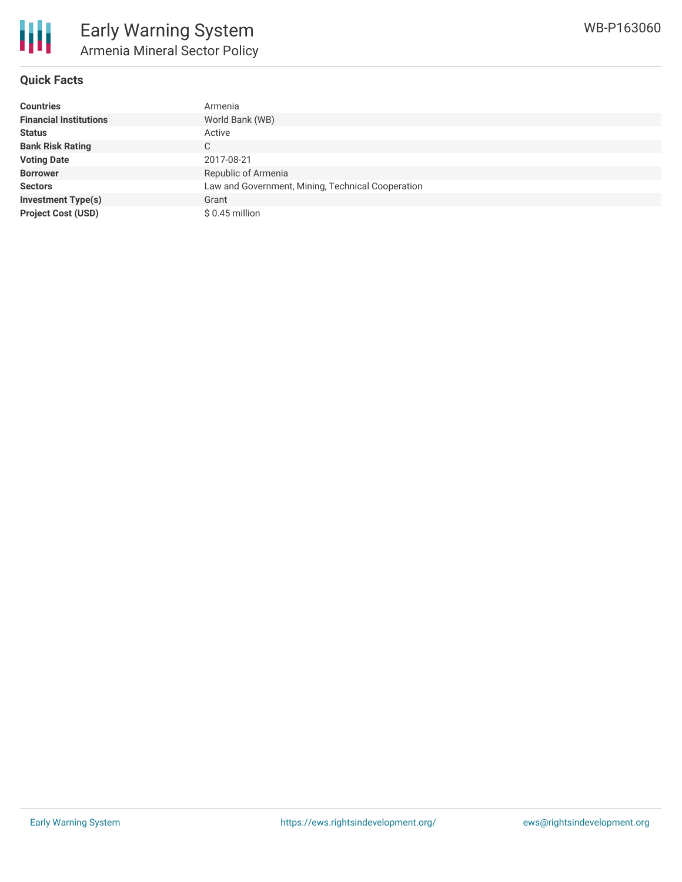## Quick Facts

| | |
|---|---|
| **Countries** | Armenia |
| **Financial Institutions** | World Bank (WB) |
| **Status** | Active |
| **Bank Risk Rating** | C |
| **Voting Date** | 2017-08-21 |
| **Borrower** | Republic of Armenia |
| **Sectors** | Law and Government, Mining, Technical Cooperation |
| **Investment Type(s)** | Grant |
| **Project Cost (USD)** | $ 0.45 million |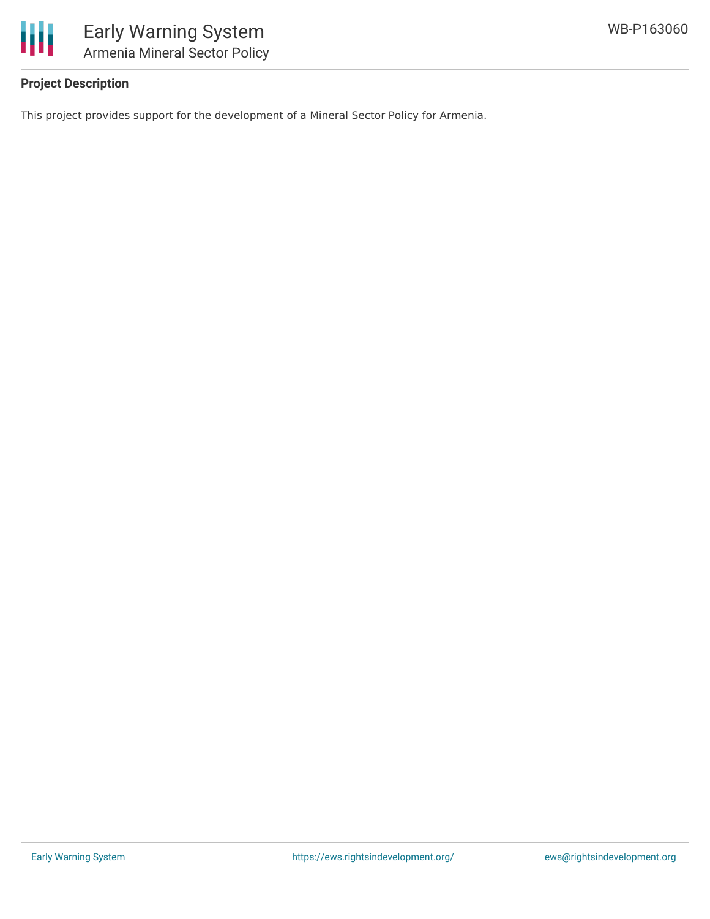**Project Description**

This project provides support for the development of a Mineral Sector Policy for Armenia.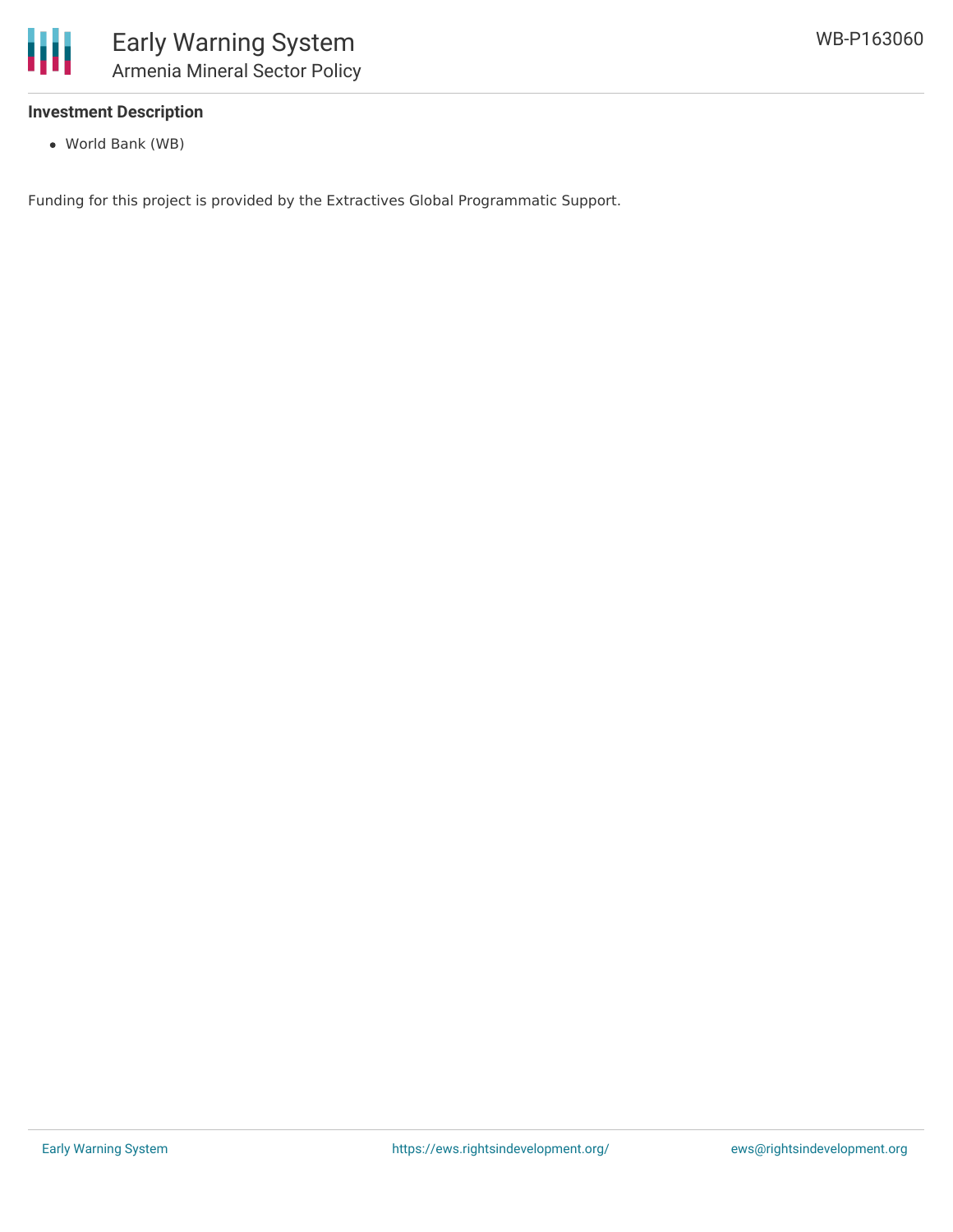### Investment Description

- World Bank (WB)

Funding for this project is provided by the Extractives Global Programmatic Support.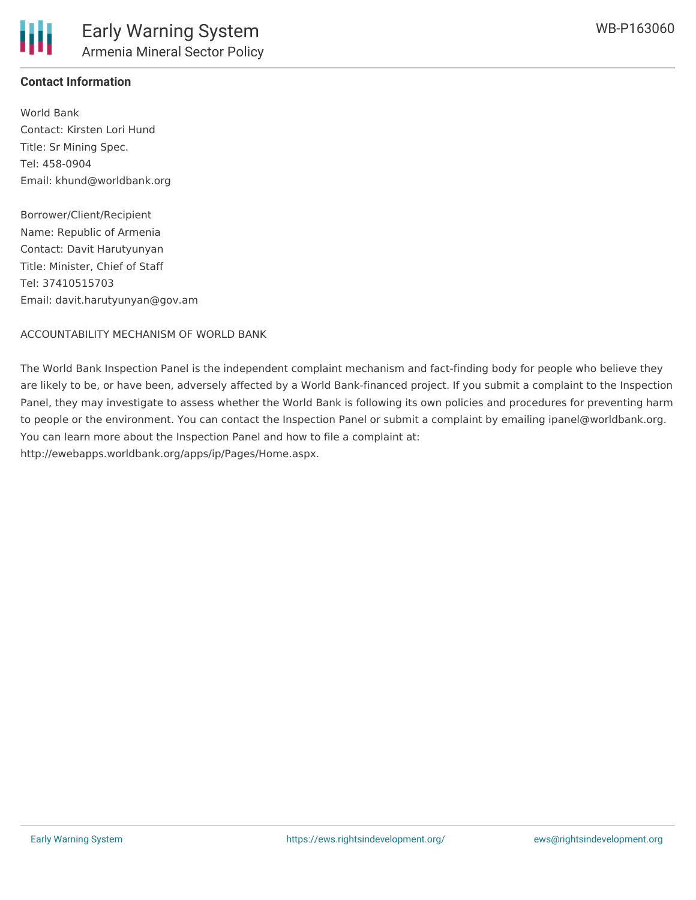**Contact Information**

World Bank
Contact: Kirsten Lori Hund
Title: Sr Mining Spec.
Tel: 458-0904
Email: khund@worldbank.org

Borrower/Client/Recipient
Name: Republic of Armenia
Contact: Davit Harutyunyan
Title: Minister, Chief of Staff
Tel: 37410515703
Email: davit.harutyunyan@gov.am

ACCOUNTABILITY MECHANISM OF WORLD BANK

The World Bank Inspection Panel is the independent complaint mechanism and fact-finding body for people who believe they are likely to be, or have been, adversely affected by a World Bank-financed project. If you submit a complaint to the Inspection Panel, they may investigate to assess whether the World Bank is following its own policies and procedures for preventing harm to people or the environment. You can contact the Inspection Panel or submit a complaint by emailing ipanel@worldbank.org. You can learn more about the Inspection Panel and how to file a complaint at: http://ewebapps.worldbank.org/apps/ip/Pages/Home.aspx.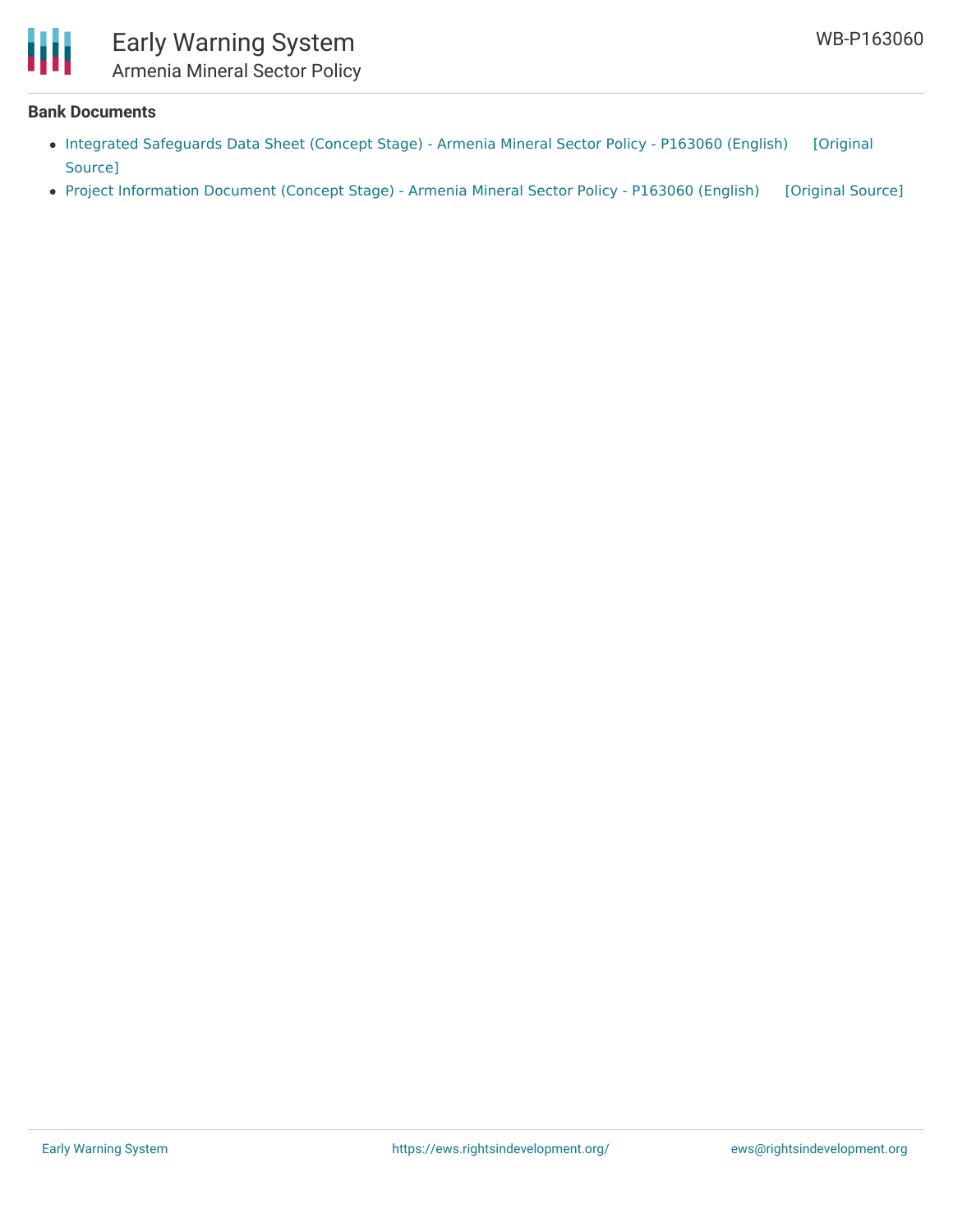**Bank Documents**

- Integrated Safeguards Data Sheet (Concept Stage) - Armenia Mineral Sector Policy - P163060 (English) [Original Source]
- Project Information Document (Concept Stage) - Armenia Mineral Sector Policy - P163060 (English) [Original Source]